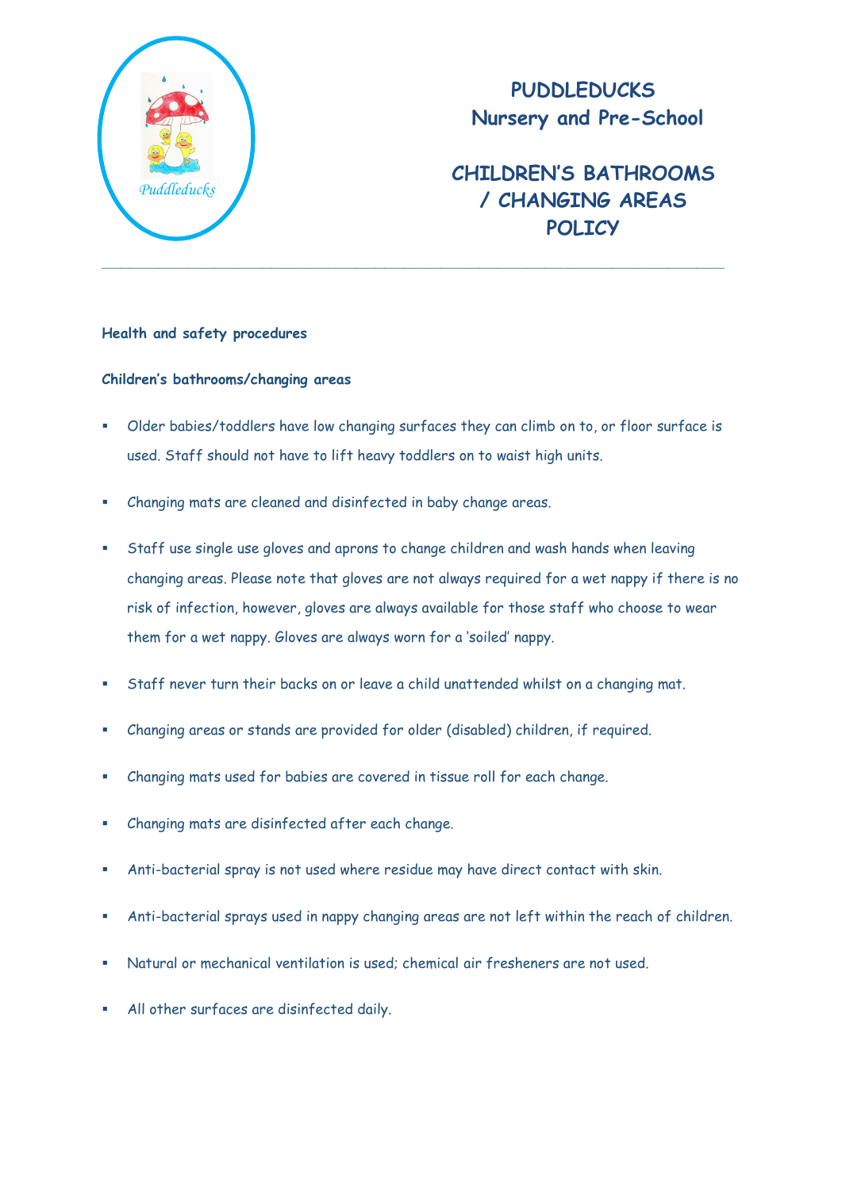# PUDDLEDUCKS
# Nursery and Pre-School

# CHILDREN'S BATHROOMS / CHANGING AREAS POLICY

---

**Health and safety procedures**

**Children's bathrooms/changing areas**

- Older babies/toddlers have low changing surfaces they can climb on to, or floor surface is used. Staff should not have to lift heavy toddlers on to waist high units.
- Changing mats are cleaned and disinfected in baby change areas.
- Staff use single use gloves and aprons to change children and wash hands when leaving changing areas. Please note that gloves are not always required for a wet nappy if there is no risk of infection, however, gloves are always available for those staff who choose to wear them for a wet nappy. Gloves are always worn for a 'soiled' nappy.
- Staff never turn their backs on or leave a child unattended whilst on a changing mat.
- Changing areas or stands are provided for older (disabled) children, if required.
- Changing mats used for babies are covered in tissue roll for each change.
- Changing mats are disinfected after each change.
- Anti-bacterial spray is not used where residue may have direct contact with skin.
- Anti-bacterial sprays used in nappy changing areas are not left within the reach of children.
- Natural or mechanical ventilation is used; chemical air fresheners are not used.
- All other surfaces are disinfected daily.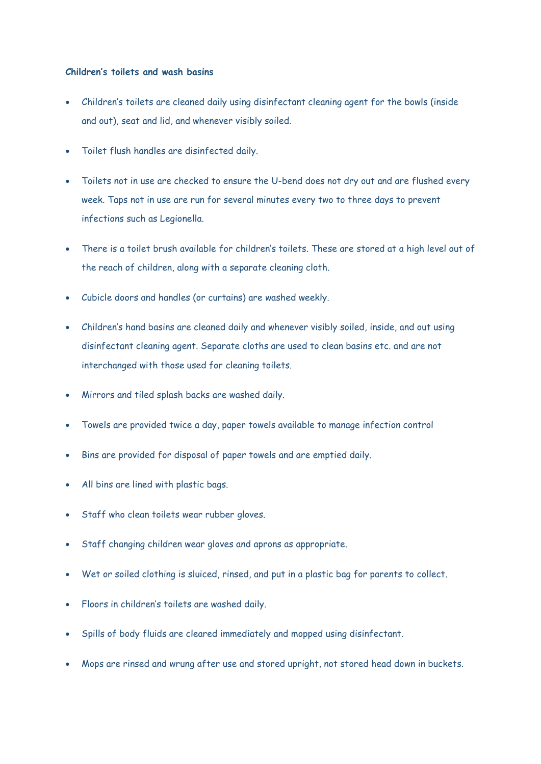**Children's toilets and wash basins**

- Children's toilets are cleaned daily using disinfectant cleaning agent for the bowls (inside and out), seat and lid, and whenever visibly soiled.
- Toilet flush handles are disinfected daily.
- Toilets not in use are checked to ensure the U-bend does not dry out and are flushed every week. Taps not in use are run for several minutes every two to three days to prevent infections such as Legionella.
- There is a toilet brush available for children's toilets. These are stored at a high level out of the reach of children, along with a separate cleaning cloth.
- Cubicle doors and handles (or curtains) are washed weekly.
- Children's hand basins are cleaned daily and whenever visibly soiled, inside, and out using disinfectant cleaning agent. Separate cloths are used to clean basins etc. and are not interchanged with those used for cleaning toilets.
- Mirrors and tiled splash backs are washed daily.
- Towels are provided twice a day, paper towels available to manage infection control
- Bins are provided for disposal of paper towels and are emptied daily.
- All bins are lined with plastic bags.
- Staff who clean toilets wear rubber gloves.
- Staff changing children wear gloves and aprons as appropriate.
- Wet or soiled clothing is sluiced, rinsed, and put in a plastic bag for parents to collect.
- Floors in children's toilets are washed daily.
- Spills of body fluids are cleared immediately and mopped using disinfectant.
- Mops are rinsed and wrung after use and stored upright, not stored head down in buckets.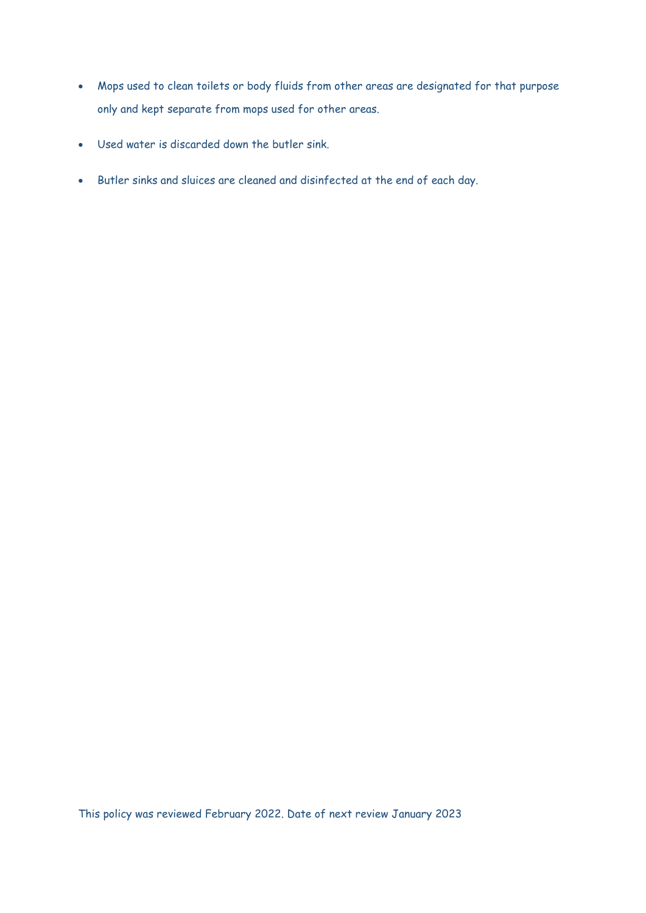- Mops used to clean toilets or body fluids from other areas are designated for that purpose only and kept separate from mops used for other areas.
- Used water is discarded down the butler sink.
- Butler sinks and sluices are cleaned and disinfected at the end of each day.

This policy was reviewed February 2022. Date of next review January 2023